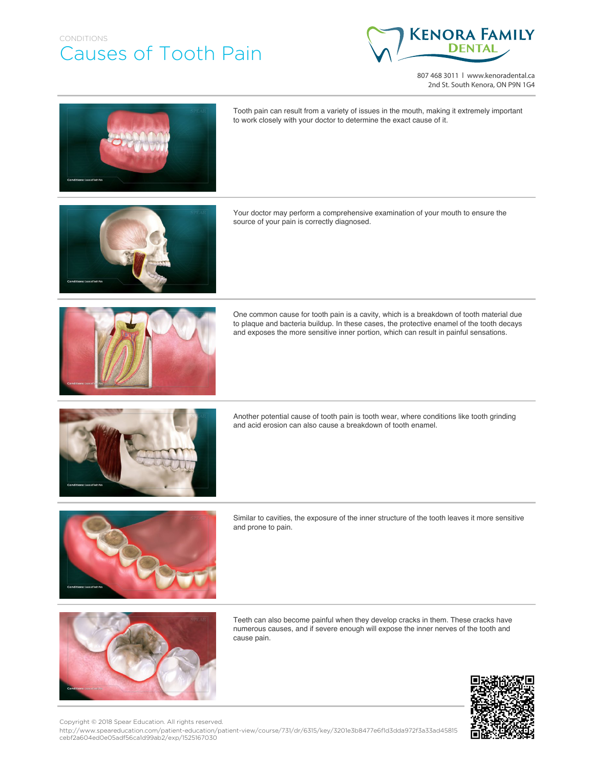CONDITIONS

# Causes of Tooth Pain

KENORA FAMILY DENTAL

807 468 3011 l www.kenoradental.ca
2nd St. South Kenora, ON P9N 1G4

Tooth pain can result from a variety of issues in the mouth, making it extremely important to work closely with your doctor to determine the exact cause of it.

Your doctor may perform a comprehensive examination of your mouth to ensure the source of your pain is correctly diagnosed.

One common cause for tooth pain is a cavity, which is a breakdown of tooth material due to plaque and bacteria buildup. In these cases, the protective enamel of the tooth decays and exposes the more sensitive inner portion, which can result in painful sensations.

Another potential cause of tooth pain is tooth wear, where conditions like tooth grinding and acid erosion can also cause a breakdown of tooth enamel.

Similar to cavities, the exposure of the inner structure of the tooth leaves it more sensitive and prone to pain.

Teeth can also become painful when they develop cracks in them. These cracks have numerous causes, and if severe enough will expose the inner nerves of the tooth and cause pain.

Copyright © 2018 Spear Education. All rights reserved.
http://www.speareducation.com/patient-education/patient-view/course/731/dr/6315/key/3201e3b8477e6f1d3dda972f3a33ad45815cebf2a604ed0e05adf56ca1d99ab2/exp/1525167030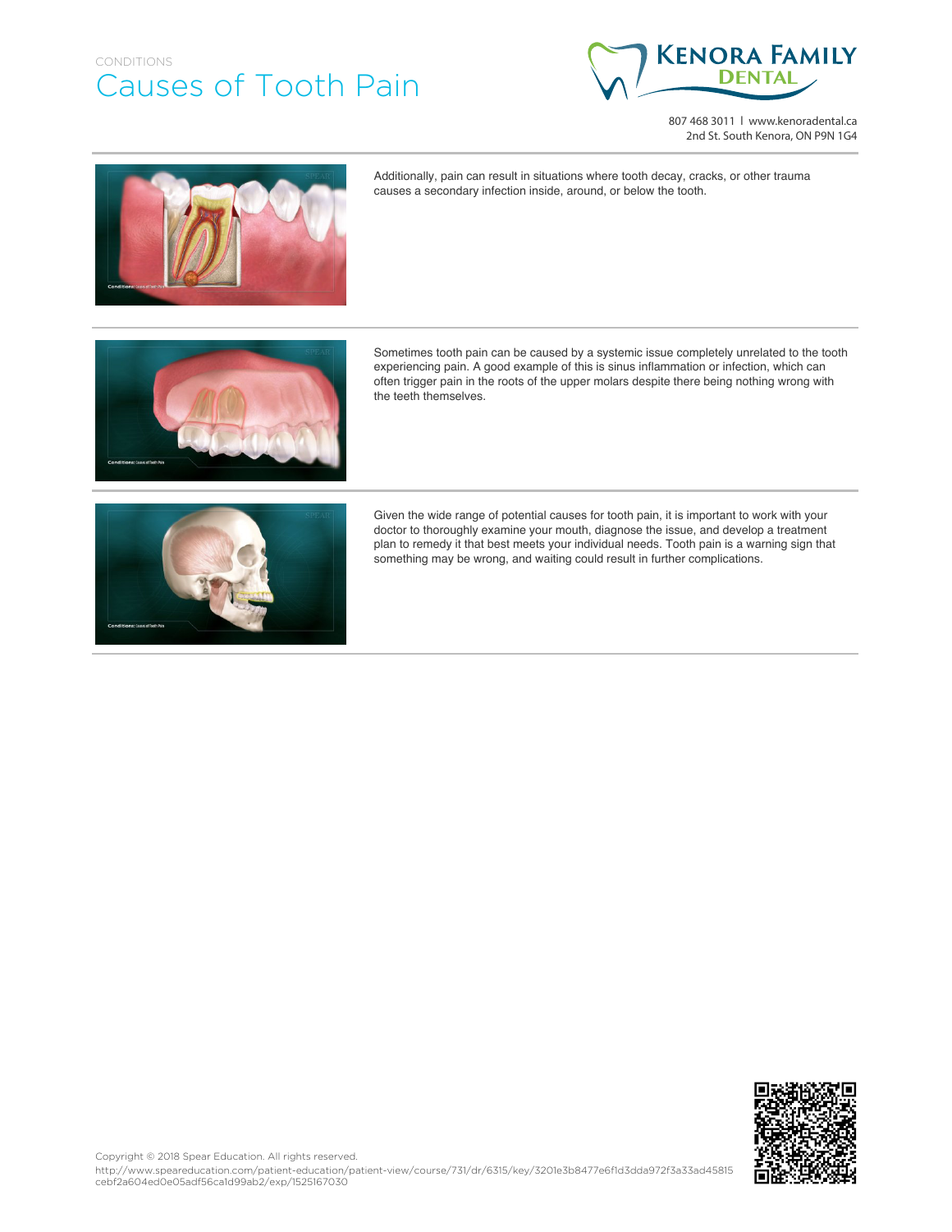CONDITIONS

# Causes of Tooth Pain

807 468 3011 | www.kenoradental.ca
2nd St. South Kenora, ON P9N 1G4

Additionally, pain can result in situations where tooth decay, cracks, or other trauma causes a secondary infection inside, around, or below the tooth.

Sometimes tooth pain can be caused by a systemic issue completely unrelated to the tooth experiencing pain. A good example of this is sinus inflammation or infection, which can often trigger pain in the roots of the upper molars despite there being nothing wrong with the teeth themselves.

Given the wide range of potential causes for tooth pain, it is important to work with your doctor to thoroughly examine your mouth, diagnose the issue, and develop a treatment plan to remedy it that best meets your individual needs. Tooth pain is a warning sign that something may be wrong, and waiting could result in further complications.

Copyright © 2018 Spear Education. All rights reserved.
http://www.speareducation.com/patient-education/patient-view/course/731/dr/6315/key/3201e3b8477e6f1d3dda972f3a33ad45815cebf2a604ed0e05adf56ca1d99ab2/exp/1525167030